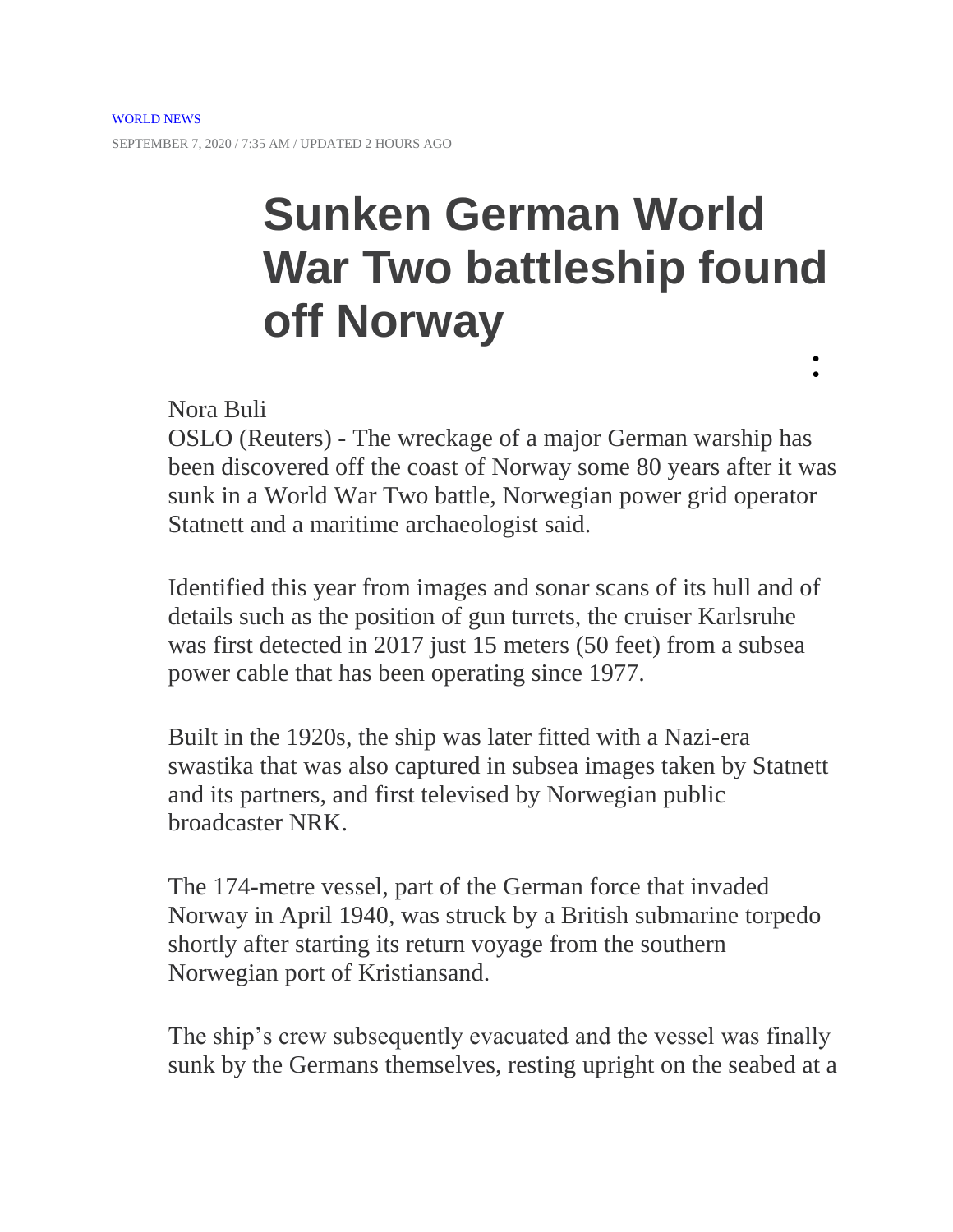WORLD NEWS

SEPTEMBER 7, 2020 / 7:35 AM / UPDATED 2 HOURS AGO

# Sunken German World War Two battleship found off Norway

Nora Buli

OSLO (Reuters) - The wreckage of a major German warship has been discovered off the coast of Norway some 80 years after it was sunk in a World War Two battle, Norwegian power grid operator Statnett and a maritime archaeologist said.

Identified this year from images and sonar scans of its hull and of details such as the position of gun turrets, the cruiser Karlsruhe was first detected in 2017 just 15 meters (50 feet) from a subsea power cable that has been operating since 1977.

Built in the 1920s, the ship was later fitted with a Nazi-era swastika that was also captured in subsea images taken by Statnett and its partners, and first televised by Norwegian public broadcaster NRK.

The 174-metre vessel, part of the German force that invaded Norway in April 1940, was struck by a British submarine torpedo shortly after starting its return voyage from the southern Norwegian port of Kristiansand.

The ship's crew subsequently evacuated and the vessel was finally sunk by the Germans themselves, resting upright on the seabed at a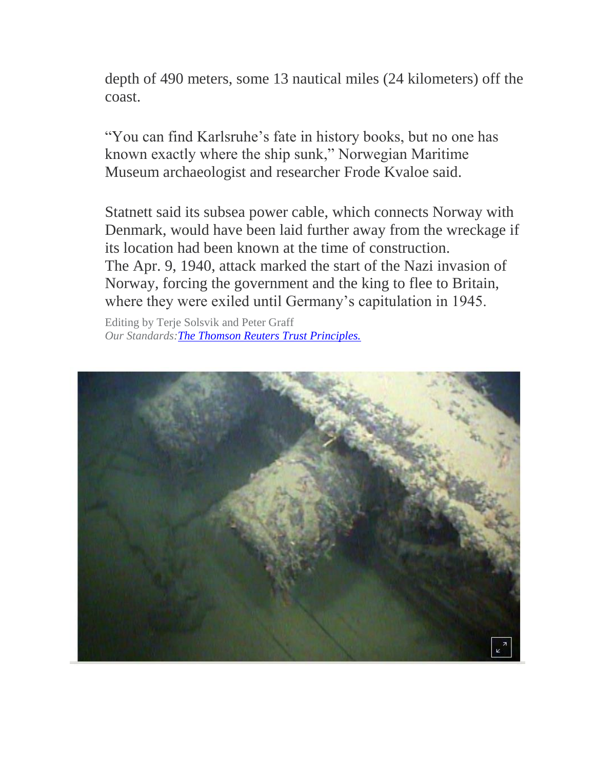depth of 490 meters, some 13 nautical miles (24 kilometers) off the coast.

“You can find Karlsruhe’s fate in history books, but no one has known exactly where the ship sunk,” Norwegian Maritime Museum archaeologist and researcher Frode Kvaloe said.

Statnett said its subsea power cable, which connects Norway with Denmark, would have been laid further away from the wreckage if its location had been known at the time of construction.
The Apr. 9, 1940, attack marked the start of the Nazi invasion of Norway, forcing the government and the king to flee to Britain, where they were exiled until Germany’s capitulation in 1945.

Editing by Terje Solsvik and Peter Graff
*Our Standards:[The Thomson Reuters Trust Principles.]()*